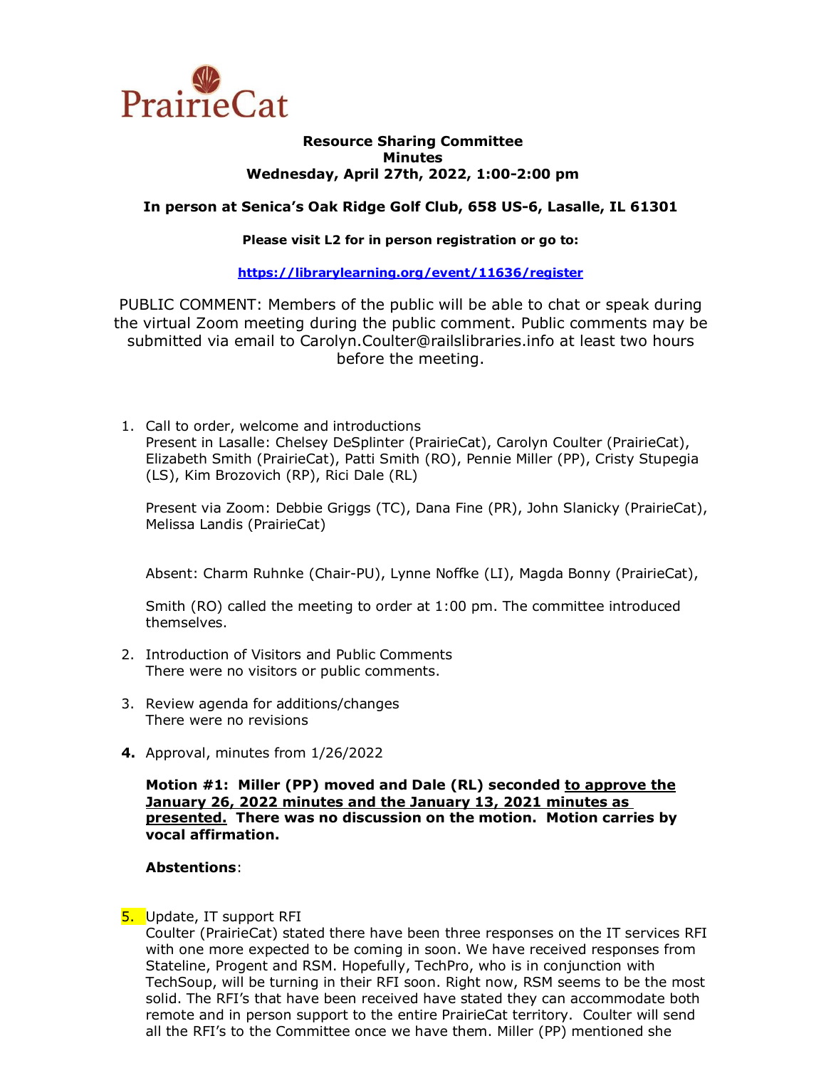PrairieCat

**Resource Sharing Committee**
**Minutes**
**Wednesday, April 27th, 2022, 1:00-2:00 pm**

**In person at Senica's Oak Ridge Golf Club, 658 US-6, Lasalle, IL 61301**

**Please visit L2 for in person registration or go to:**

**https://librarylearning.org/event/11636/register**

PUBLIC COMMENT: Members of the public will be able to chat or speak during the virtual Zoom meeting during the public comment. Public comments may be submitted via email to Carolyn.Coulter@railslibraries.info at least two hours before the meeting.

1. Call to order, welcome and introductions
   Present in Lasalle: Chelsey DeSplinter (PrairieCat), Carolyn Coulter (PrairieCat), Elizabeth Smith (PrairieCat), Patti Smith (RO), Pennie Miller (PP), Cristy Stupegia (LS), Kim Brozovich (RP), Rici Dale (RL)

   Present via Zoom: Debbie Griggs (TC), Dana Fine (PR), John Slanicky (PrairieCat), Melissa Landis (PrairieCat)

   Absent: Charm Ruhnke (Chair-PU), Lynne Noffke (LI), Magda Bonny (PrairieCat),

   Smith (RO) called the meeting to order at 1:00 pm. The committee introduced themselves.

2. Introduction of Visitors and Public Comments
   There were no visitors or public comments.

3. Review agenda for additions/changes
   There were no revisions

4. Approval, minutes from 1/26/2022

   **Motion #1: Miller (PP) moved and Dale (RL) seconded <u>to approve the January 26, 2022 minutes and the January 13, 2021 minutes as presented.</u> There was no discussion on the motion. Motion carries by vocal affirmation.**

   **Abstentions**:

5. Update, IT support RFI
   Coulter (PrairieCat) stated there have been three responses on the IT services RFI with one more expected to be coming in soon. We have received responses from Stateline, Progent and RSM. Hopefully, TechPro, who is in conjunction with TechSoup, will be turning in their RFI soon. Right now, RSM seems to be the most solid. The RFI's that have been received have stated they can accommodate both remote and in person support to the entire PrairieCat territory. Coulter will send all the RFI's to the Committee once we have them. Miller (PP) mentioned she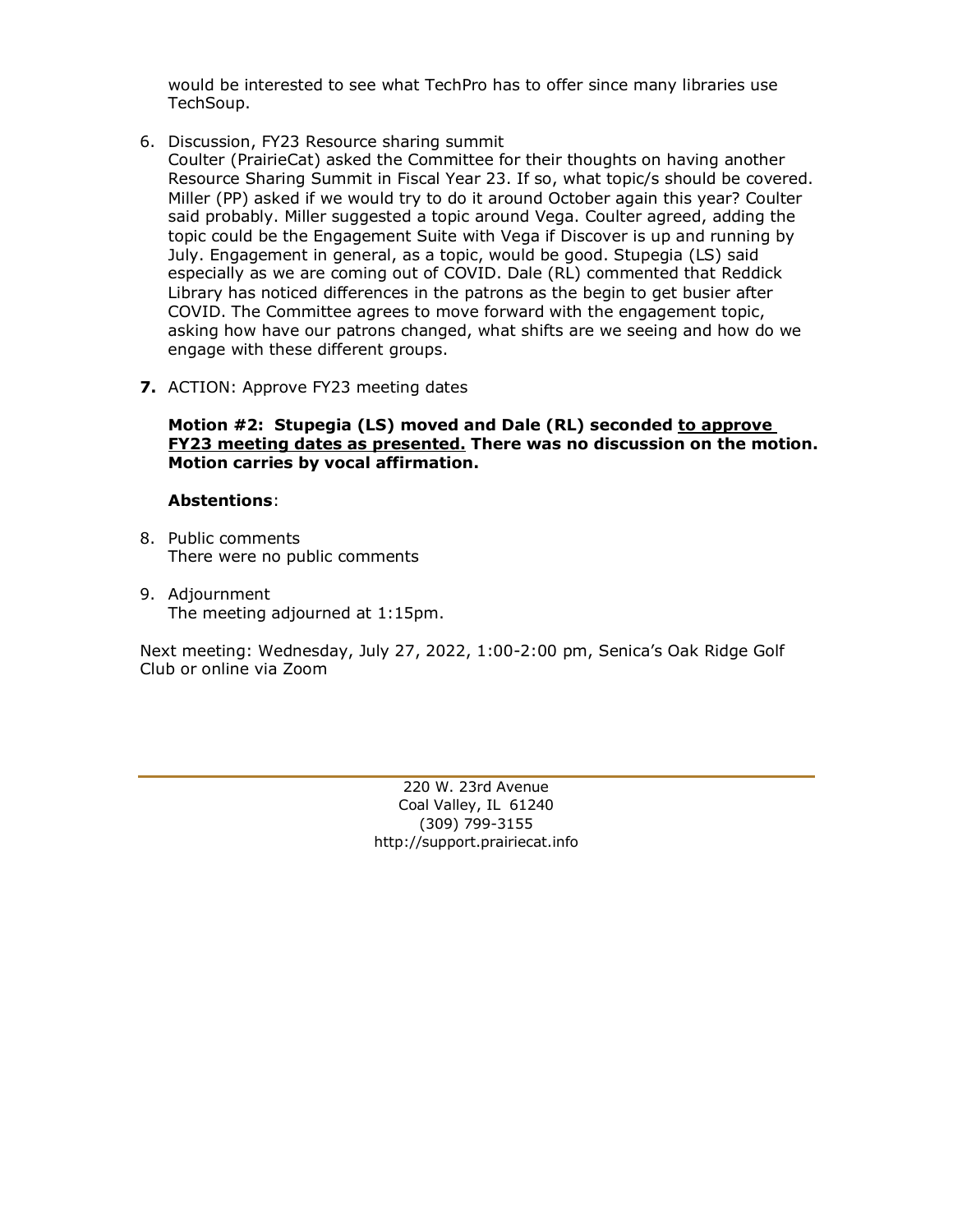would be interested to see what TechPro has to offer since many libraries use TechSoup.

6. Discussion, FY23 Resource sharing summit
   Coulter (PrairieCat) asked the Committee for their thoughts on having another Resource Sharing Summit in Fiscal Year 23. If so, what topic/s should be covered. Miller (PP) asked if we would try to do it around October again this year? Coulter said probably. Miller suggested a topic around Vega. Coulter agreed, adding the topic could be the Engagement Suite with Vega if Discover is up and running by July. Engagement in general, as a topic, would be good. Stupegia (LS) said especially as we are coming out of COVID. Dale (RL) commented that Reddick Library has noticed differences in the patrons as the begin to get busier after COVID. The Committee agrees to move forward with the engagement topic, asking how have our patrons changed, what shifts are we seeing and how do we engage with these different groups.

7. ACTION: Approve FY23 meeting dates

   **Motion #2: Stupegia (LS) moved and Dale (RL) seconded <u>to approve FY23 meeting dates as presented.</u> There was no discussion on the motion. Motion carries by vocal affirmation.**

   **Abstentions**:

8. Public comments
   There were no public comments

9. Adjournment
   The meeting adjourned at 1:15pm.

Next meeting: Wednesday, July 27, 2022, 1:00-2:00 pm, Senica's Oak Ridge Golf Club or online via Zoom

220 W. 23rd Avenue
Coal Valley, IL 61240
(309) 799-3155
http://support.prairiecat.info